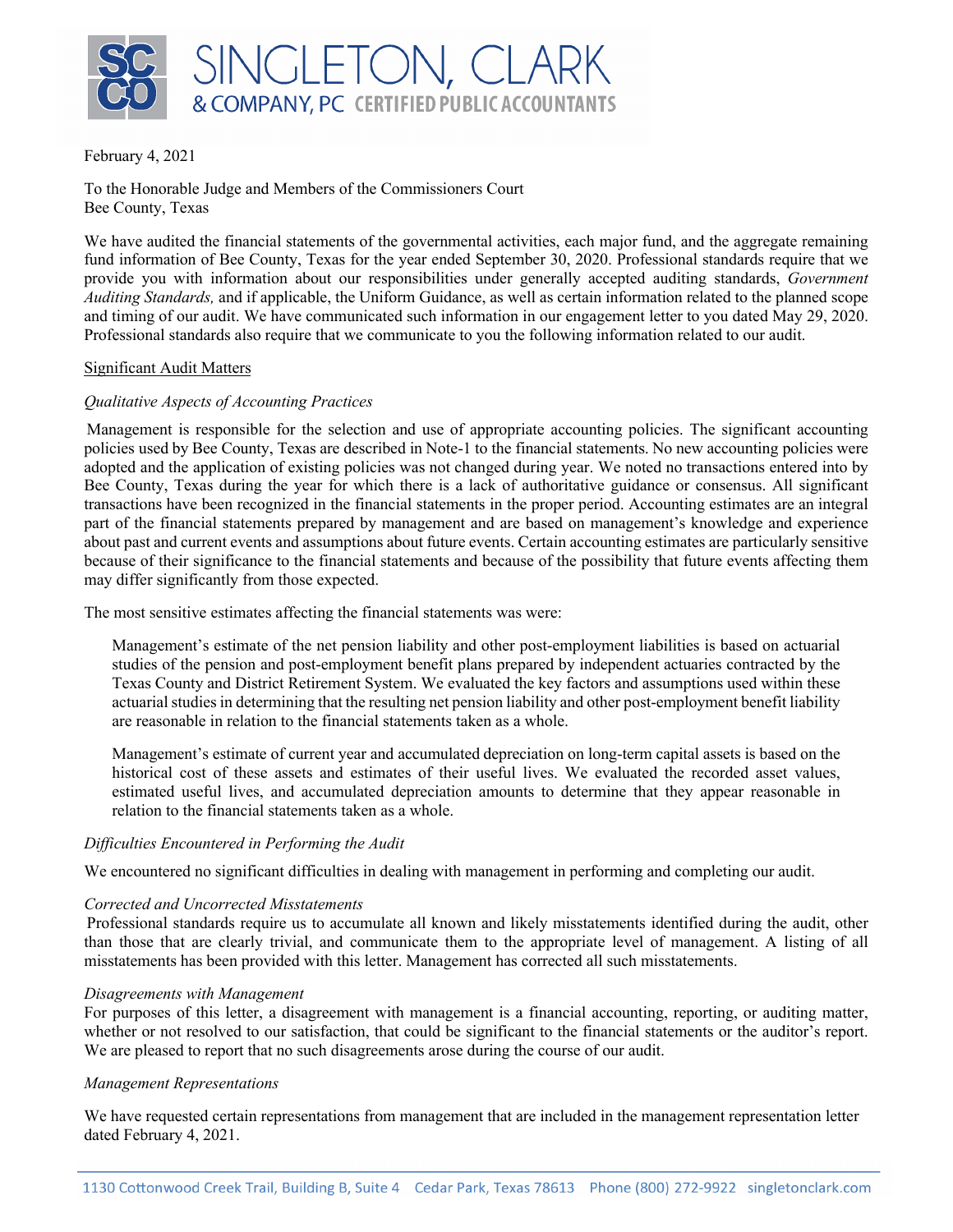# SINGLETON, CLARK & COMPANY, PC CERTIFIED PUBLIC ACCOUNTANTS

February 4, 2021

To the Honorable Judge and Members of the Commissioners Court
Bee County, Texas

We have audited the financial statements of the governmental activities, each major fund, and the aggregate remaining fund information of Bee County, Texas for the year ended September 30, 2020. Professional standards require that we provide you with information about our responsibilities under generally accepted auditing standards, *Government Auditing Standards,* and if applicable, the Uniform Guidance, as well as certain information related to the planned scope and timing of our audit. We have communicated such information in our engagement letter to you dated May 29, 2020. Professional standards also require that we communicate to you the following information related to our audit.

## Significant Audit Matters

### *Qualitative Aspects of Accounting Practices*

Management is responsible for the selection and use of appropriate accounting policies. The significant accounting policies used by Bee County, Texas are described in Note-1 to the financial statements. No new accounting policies were adopted and the application of existing policies was not changed during year. We noted no transactions entered into by Bee County, Texas during the year for which there is a lack of authoritative guidance or consensus. All significant transactions have been recognized in the financial statements in the proper period. Accounting estimates are an integral part of the financial statements prepared by management and are based on management's knowledge and experience about past and current events and assumptions about future events. Certain accounting estimates are particularly sensitive because of their significance to the financial statements and because of the possibility that future events affecting them may differ significantly from those expected.

The most sensitive estimates affecting the financial statements was were:

Management's estimate of the net pension liability and other post-employment liabilities is based on actuarial studies of the pension and post-employment benefit plans prepared by independent actuaries contracted by the Texas County and District Retirement System. We evaluated the key factors and assumptions used within these actuarial studies in determining that the resulting net pension liability and other post-employment benefit liability are reasonable in relation to the financial statements taken as a whole.

Management's estimate of current year and accumulated depreciation on long-term capital assets is based on the historical cost of these assets and estimates of their useful lives. We evaluated the recorded asset values, estimated useful lives, and accumulated depreciation amounts to determine that they appear reasonable in relation to the financial statements taken as a whole.

### *Difficulties Encountered in Performing the Audit*

We encountered no significant difficulties in dealing with management in performing and completing our audit.

### *Corrected and Uncorrected Misstatements*

Professional standards require us to accumulate all known and likely misstatements identified during the audit, other than those that are clearly trivial, and communicate them to the appropriate level of management. A listing of all misstatements has been provided with this letter. Management has corrected all such misstatements.

### *Disagreements with Management*

For purposes of this letter, a disagreement with management is a financial accounting, reporting, or auditing matter, whether or not resolved to our satisfaction, that could be significant to the financial statements or the auditor's report. We are pleased to report that no such disagreements arose during the course of our audit.

### *Management Representations*

We have requested certain representations from management that are included in the management representation letter dated February 4, 2021.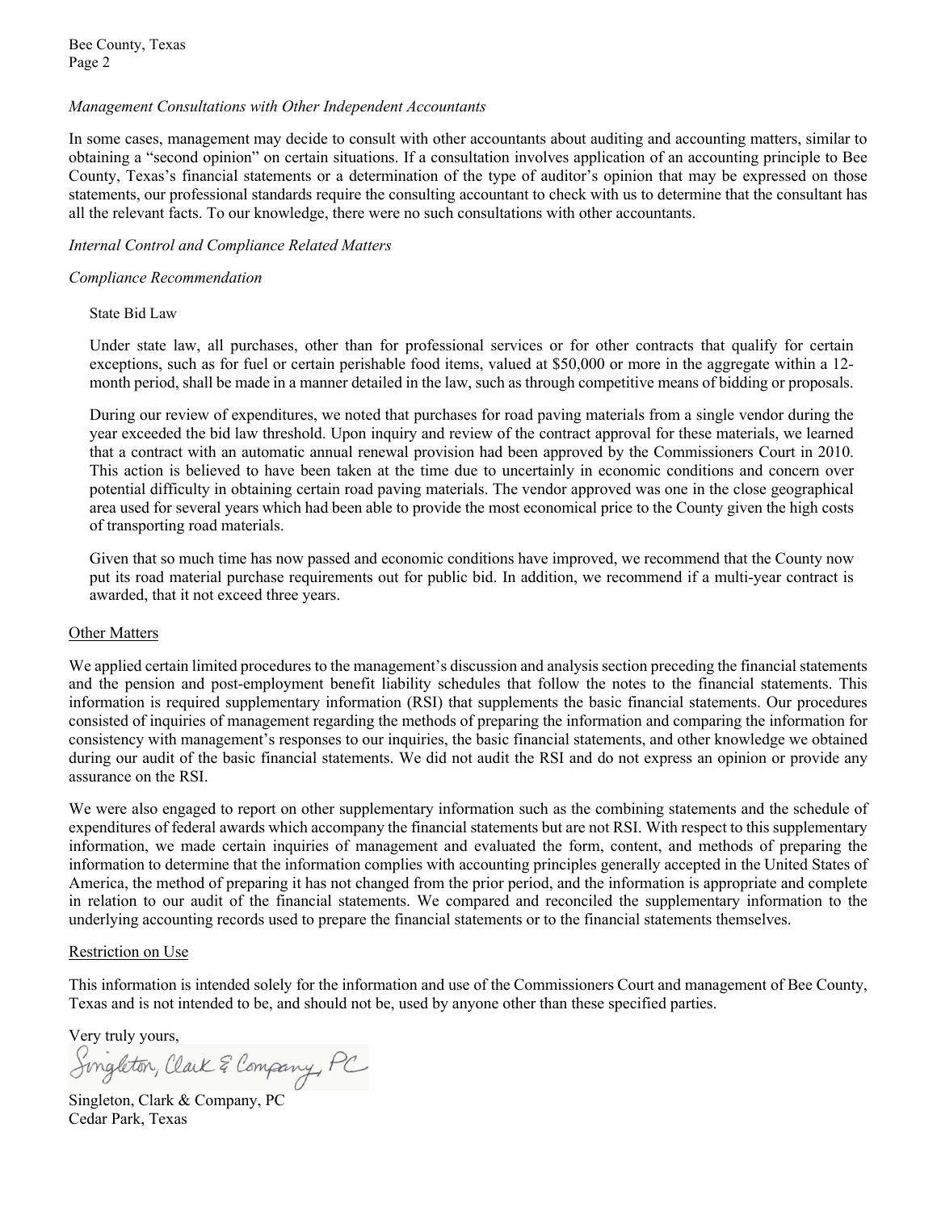*Management Consultations with Other Independent Accountants*

In some cases, management may decide to consult with other accountants about auditing and accounting matters, similar to obtaining a "second opinion" on certain situations. If a consultation involves application of an accounting principle to Bee County, Texas's financial statements or a determination of the type of auditor's opinion that may be expressed on those statements, our professional standards require the consulting accountant to check with us to determine that the consultant has all the relevant facts. To our knowledge, there were no such consultations with other accountants.

*Internal Control and Compliance Related Matters*

*Compliance Recommendation*

State Bid Law

Under state law, all purchases, other than for professional services or for other contracts that qualify for certain exceptions, such as for fuel or certain perishable food items, valued at $50,000 or more in the aggregate within a 12-month period, shall be made in a manner detailed in the law, such as through competitive means of bidding or proposals.

During our review of expenditures, we noted that purchases for road paving materials from a single vendor during the year exceeded the bid law threshold. Upon inquiry and review of the contract approval for these materials, we learned that a contract with an automatic annual renewal provision had been approved by the Commissioners Court in 2010. This action is believed to have been taken at the time due to uncertainly in economic conditions and concern over potential difficulty in obtaining certain road paving materials. The vendor approved was one in the close geographical area used for several years which had been able to provide the most economical price to the County given the high costs of transporting road materials.

Given that so much time has now passed and economic conditions have improved, we recommend that the County now put its road material purchase requirements out for public bid. In addition, we recommend if a multi-year contract is awarded, that it not exceed three years.

Other Matters

We applied certain limited procedures to the management's discussion and analysis section preceding the financial statements and the pension and post-employment benefit liability schedules that follow the notes to the financial statements. This information is required supplementary information (RSI) that supplements the basic financial statements. Our procedures consisted of inquiries of management regarding the methods of preparing the information and comparing the information for consistency with management's responses to our inquiries, the basic financial statements, and other knowledge we obtained during our audit of the basic financial statements. We did not audit the RSI and do not express an opinion or provide any assurance on the RSI.

We were also engaged to report on other supplementary information such as the combining statements and the schedule of expenditures of federal awards which accompany the financial statements but are not RSI. With respect to this supplementary information, we made certain inquiries of management and evaluated the form, content, and methods of preparing the information to determine that the information complies with accounting principles generally accepted in the United States of America, the method of preparing it has not changed from the prior period, and the information is appropriate and complete in relation to our audit of the financial statements. We compared and reconciled the supplementary information to the underlying accounting records used to prepare the financial statements or to the financial statements themselves.

Restriction on Use

This information is intended solely for the information and use of the Commissioners Court and management of Bee County, Texas and is not intended to be, and should not be, used by anyone other than these specified parties.

Very truly yours,

*Singleton, Clark & Company, PC*

Singleton, Clark & Company, PC
Cedar Park, Texas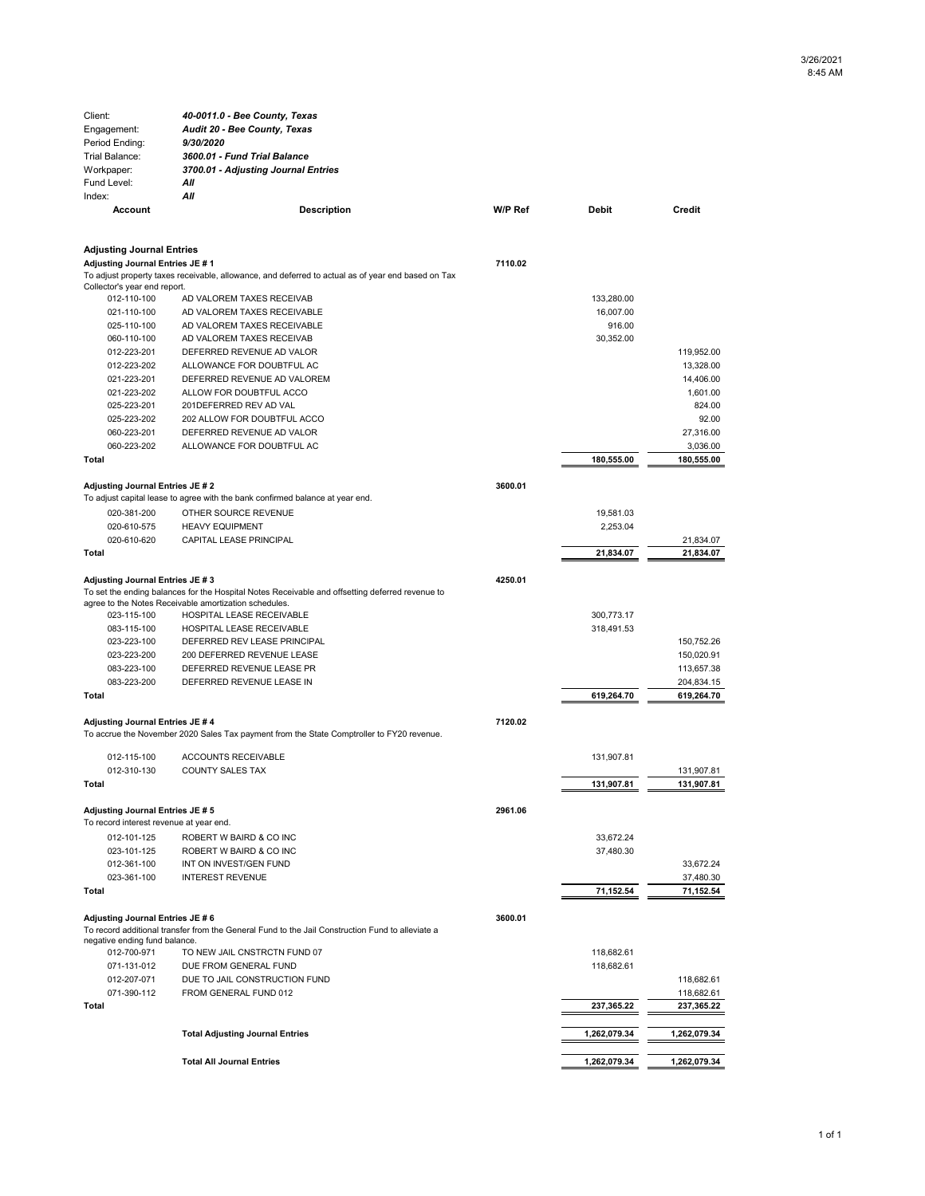3/26/2021
8:45 AM

Client: *40-0011.0 - Bee County, Texas*
Engagement: *Audit 20 - Bee County, Texas*
Period Ending: *9/30/2020*
Trial Balance: *3600.01 - Fund Trial Balance*
Workpaper: *3700.01 - Adjusting Journal Entries*
Fund Level: *All*
Index: *All*

| Account | Description | W/P Ref | Debit | Credit |
|---|---|---|---|---|
| **Adjusting Journal Entries** | | | | |
| **Adjusting Journal Entries JE # 1** | | 7110.02 | | |
| To adjust property taxes receivable, allowance, and deferred to actual as of year end based on Tax Collector's year end report. | | | | |
| 012-110-100 | AD VALOREM TAXES RECEIVAB | | 133,280.00 | |
| 021-110-100 | AD VALOREM TAXES RECEIVABLE | | 16,007.00 | |
| 025-110-100 | AD VALOREM TAXES RECEIVABLE | | 916.00 | |
| 060-110-100 | AD VALOREM TAXES RECEIVAB | | 30,352.00 | |
| 012-223-201 | DEFERRED REVENUE AD VALOR | | | 119,952.00 |
| 012-223-202 | ALLOWANCE FOR DOUBTFUL AC | | | 13,328.00 |
| 021-223-201 | DEFERRED REVENUE AD VALOREM | | | 14,406.00 |
| 021-223-202 | ALLOW FOR DOUBTFUL ACCO | | | 1,601.00 |
| 025-223-201 | 201DEFERRED REV AD VAL | | | 824.00 |
| 025-223-202 | 202 ALLOW FOR DOUBTFUL ACCO | | | 92.00 |
| 060-223-201 | DEFERRED REVENUE AD VALOR | | | 27,316.00 |
| 060-223-202 | ALLOWANCE FOR DOUBTFUL AC | | | 3,036.00 |
| **Total** | | | **180,555.00** | **180,555.00** |
| **Adjusting Journal Entries JE # 2** | | 3600.01 | | |
| To adjust capital lease to agree with the bank confirmed balance at year end. | | | | |
| 020-381-200 | OTHER SOURCE REVENUE | | 19,581.03 | |
| 020-610-575 | HEAVY EQUIPMENT | | 2,253.04 | |
| 020-610-620 | CAPITAL LEASE PRINCIPAL | | | 21,834.07 |
| **Total** | | | **21,834.07** | **21,834.07** |
| **Adjusting Journal Entries JE # 3** | | 4250.01 | | |
| To set the ending balances for the Hospital Notes Receivable and offsetting deferred revenue to agree to the Notes Receivable amortization schedules. | | | | |
| 023-115-100 | HOSPITAL LEASE RECEIVABLE | | 300,773.17 | |
| 083-115-100 | HOSPITAL LEASE RECEIVABLE | | 318,491.53 | |
| 023-223-100 | DEFERRED REV LEASE PRINCIPAL | | | 150,752.26 |
| 023-223-200 | 200 DEFERRED REVENUE LEASE | | | 150,020.91 |
| 083-223-100 | DEFERRED REVENUE LEASE PR | | | 113,657.38 |
| 083-223-200 | DEFERRED REVENUE LEASE IN | | | 204,834.15 |
| **Total** | | | **619,264.70** | **619,264.70** |
| **Adjusting Journal Entries JE # 4** | | 7120.02 | | |
| To accrue the November 2020 Sales Tax payment from the State Comptroller to FY20 revenue. | | | | |
| 012-115-100 | ACCOUNTS RECEIVABLE | | 131,907.81 | |
| 012-310-130 | COUNTY SALES TAX | | | 131,907.81 |
| **Total** | | | **131,907.81** | **131,907.81** |
| **Adjusting Journal Entries JE # 5** | | 2961.06 | | |
| To record interest revenue at year end. | | | | |
| 012-101-125 | ROBERT W BAIRD & CO INC | | 33,672.24 | |
| 023-101-125 | ROBERT W BAIRD & CO INC | | 37,480.30 | |
| 012-361-100 | INT ON INVEST/GEN FUND | | | 33,672.24 |
| 023-361-100 | INTEREST REVENUE | | | 37,480.30 |
| **Total** | | | **71,152.54** | **71,152.54** |
| **Adjusting Journal Entries JE # 6** | | 3600.01 | | |
| To record additional transfer from the General Fund to the Jail Construction Fund to alleviate a negative ending fund balance. | | | | |
| 012-700-971 | TO NEW JAIL CNSTRCTN FUND 07 | | 118,682.61 | |
| 071-131-012 | DUE FROM GENERAL FUND | | 118,682.61 | |
| 012-207-071 | DUE TO JAIL CONSTRUCTION FUND | | | 118,682.61 |
| 071-390-112 | FROM GENERAL FUND 012 | | | 118,682.61 |
| **Total** | | | **237,365.22** | **237,365.22** |
| | **Total Adjusting Journal Entries** | | **1,262,079.34** | **1,262,079.34** |
| | **Total All Journal Entries** | | **1,262,079.34** | **1,262,079.34** |